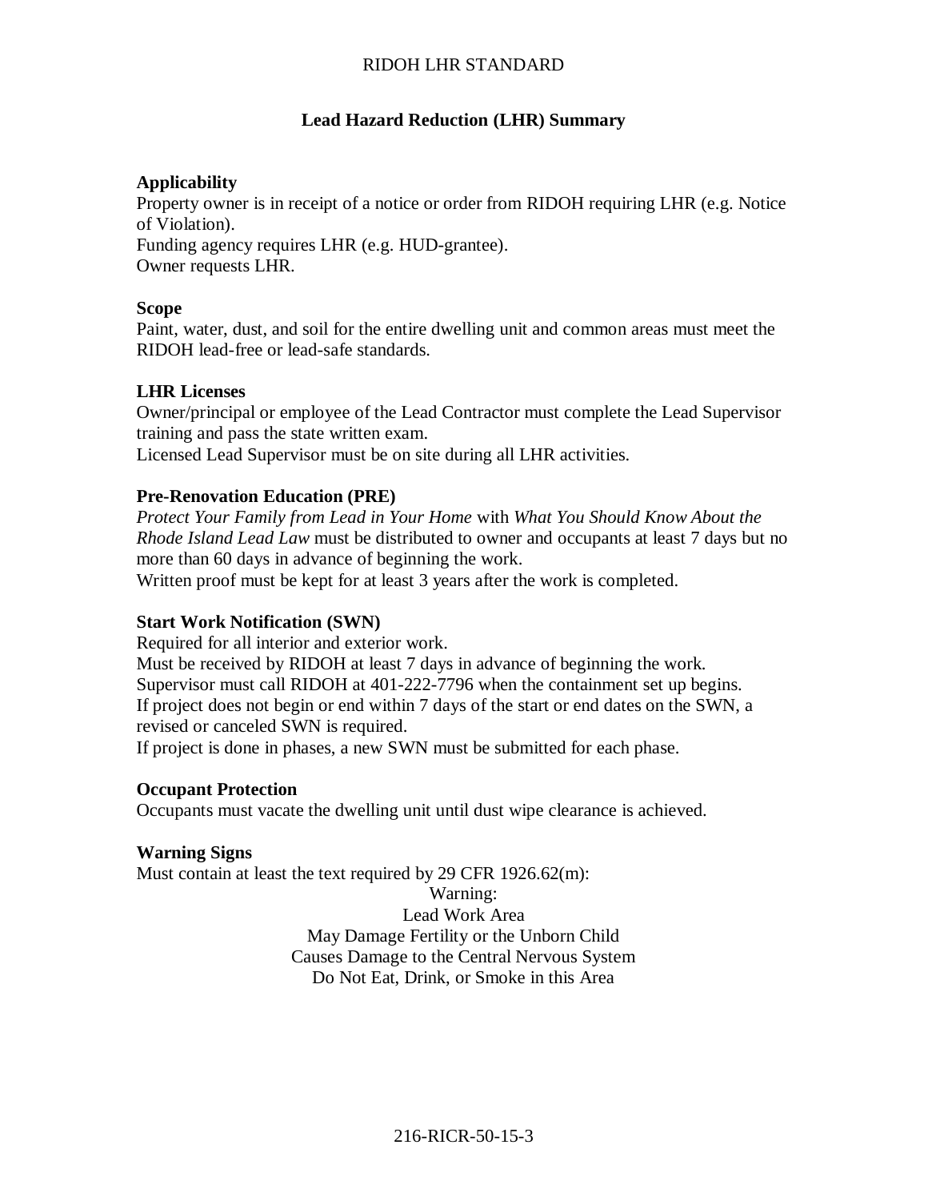# Lead Hazard Reduction (LHR) Summary

### Applicability

Property owner is in receipt of a notice or order from RIDOH requiring LHR (e.g. Notice of Violation).
Funding agency requires LHR (e.g. HUD-grantee).
Owner requests LHR.

### Scope

Paint, water, dust, and soil for the entire dwelling unit and common areas must meet the RIDOH lead-free or lead-safe standards.

### LHR Licenses

Owner/principal or employee of the Lead Contractor must complete the Lead Supervisor training and pass the state written exam.
Licensed Lead Supervisor must be on site during all LHR activities.

### Pre-Renovation Education (PRE)

*Protect Your Family from Lead in Your Home* with *What You Should Know About the Rhode Island Lead Law* must be distributed to owner and occupants at least 7 days but no more than 60 days in advance of beginning the work.
Written proof must be kept for at least 3 years after the work is completed.

### Start Work Notification (SWN)

Required for all interior and exterior work.
Must be received by RIDOH at least 7 days in advance of beginning the work.
Supervisor must call RIDOH at 401-222-7796 when the containment set up begins.
If project does not begin or end within 7 days of the start or end dates on the SWN, a revised or canceled SWN is required.
If project is done in phases, a new SWN must be submitted for each phase.

### Occupant Protection

Occupants must vacate the dwelling unit until dust wipe clearance is achieved.

### Warning Signs

Must contain at least the text required by 29 CFR 1926.62(m):

Warning:
Lead Work Area
May Damage Fertility or the Unborn Child
Causes Damage to the Central Nervous System
Do Not Eat, Drink, or Smoke in this Area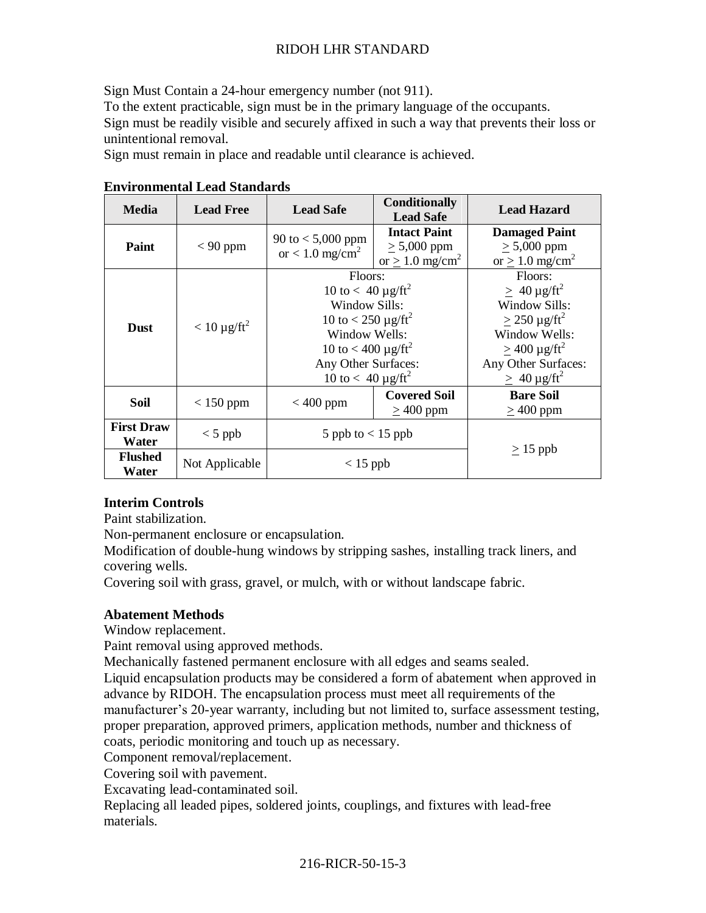Sign Must Contain a 24-hour emergency number (not 911).
To the extent practicable, sign must be in the primary language of the occupants.
Sign must be readily visible and securely affixed in such a way that prevents their loss or unintentional removal.
Sign must remain in place and readable until clearance is achieved.

**Environmental Lead Standards**

| Media | Lead Free | Lead Safe | Conditionally Lead Safe | Lead Hazard |
|---|---|---|---|---|
| **Paint** | < 90 ppm | 90 to < 5,000 ppm or < 1.0 mg/cm$^2$ | **Intact Paint** ≥ 5,000 ppm or ≥ 1.0 mg/cm$^2$ | **Damaged Paint** ≥ 5,000 ppm or ≥ 1.0 mg/cm$^2$ |
| **Dust** | < 10 µg/ft$^2$ | Floors: 10 to < 40 µg/ft$^2$ Window Sills: 10 to < 250 µg/ft$^2$ Window Wells: 10 to < 400 µg/ft$^2$ Any Other Surfaces: 10 to < 40 µg/ft$^2$ | | Floors: ≥ 40 µg/ft$^2$ Window Sills: ≥ 250 µg/ft$^2$ Window Wells: ≥ 400 µg/ft$^2$ Any Other Surfaces: ≥ 40 µg/ft$^2$ |
| **Soil** | < 150 ppm | < 400 ppm | **Covered Soil** ≥ 400 ppm | **Bare Soil** ≥ 400 ppm |
| **First Draw Water** | < 5 ppb | 5 ppb to < 15 ppb | | ≥ 15 ppb |
| **Flushed Water** | Not Applicable | < 15 ppb | | |

**Interim Controls**

Paint stabilization.
Non-permanent enclosure or encapsulation.
Modification of double-hung windows by stripping sashes, installing track liners, and covering wells.
Covering soil with grass, gravel, or mulch, with or without landscape fabric.

**Abatement Methods**

Window replacement.
Paint removal using approved methods.
Mechanically fastened permanent enclosure with all edges and seams sealed.
Liquid encapsulation products may be considered a form of abatement when approved in advance by RIDOH. The encapsulation process must meet all requirements of the manufacturer's 20-year warranty, including but not limited to, surface assessment testing, proper preparation, approved primers, application methods, number and thickness of coats, periodic monitoring and touch up as necessary.
Component removal/replacement.
Covering soil with pavement.
Excavating lead-contaminated soil.
Replacing all leaded pipes, soldered joints, couplings, and fixtures with lead-free materials.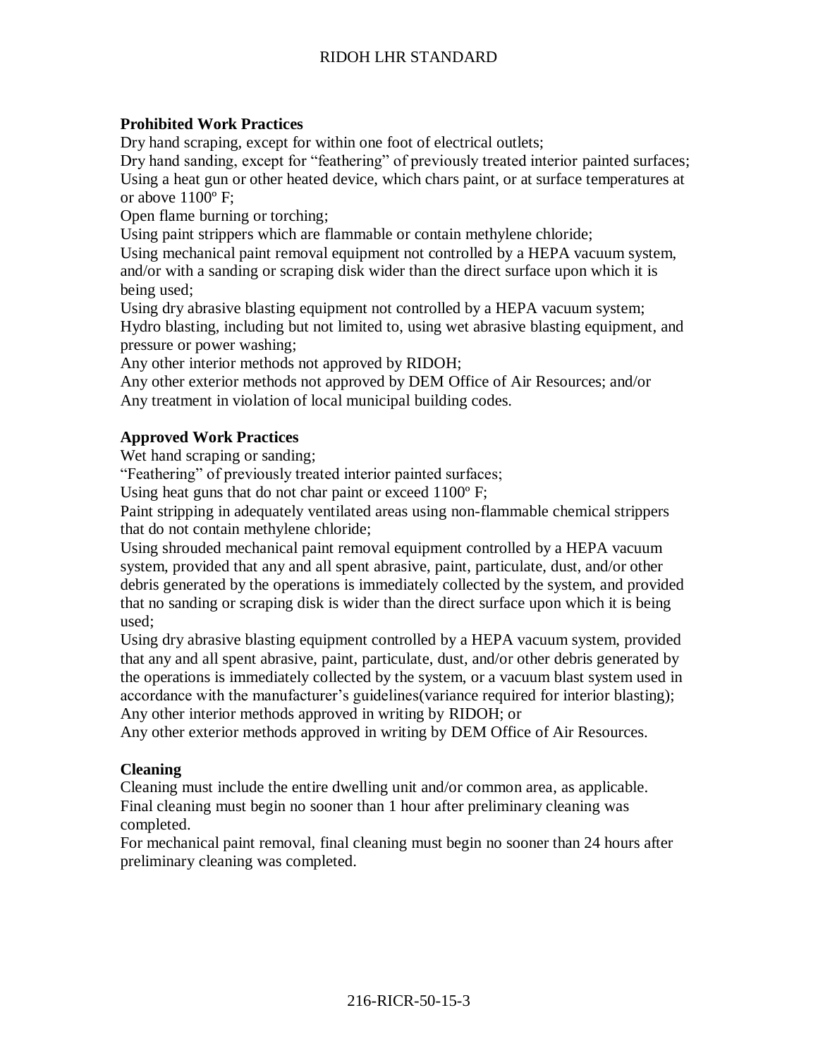**Prohibited Work Practices**

Dry hand scraping, except for within one foot of electrical outlets;
Dry hand sanding, except for "feathering" of previously treated interior painted surfaces;
Using a heat gun or other heated device, which chars paint, or at surface temperatures at or above 1100º F;
Open flame burning or torching;
Using paint strippers which are flammable or contain methylene chloride;
Using mechanical paint removal equipment not controlled by a HEPA vacuum system, and/or with a sanding or scraping disk wider than the direct surface upon which it is being used;
Using dry abrasive blasting equipment not controlled by a HEPA vacuum system;
Hydro blasting, including but not limited to, using wet abrasive blasting equipment, and pressure or power washing;
Any other interior methods not approved by RIDOH;
Any other exterior methods not approved by DEM Office of Air Resources; and/or
Any treatment in violation of local municipal building codes.

**Approved Work Practices**

Wet hand scraping or sanding;
"Feathering" of previously treated interior painted surfaces;
Using heat guns that do not char paint or exceed 1100º F;
Paint stripping in adequately ventilated areas using non-flammable chemical strippers that do not contain methylene chloride;
Using shrouded mechanical paint removal equipment controlled by a HEPA vacuum system, provided that any and all spent abrasive, paint, particulate, dust, and/or other debris generated by the operations is immediately collected by the system, and provided that no sanding or scraping disk is wider than the direct surface upon which it is being used;
Using dry abrasive blasting equipment controlled by a HEPA vacuum system, provided that any and all spent abrasive, paint, particulate, dust, and/or other debris generated by the operations is immediately collected by the system, or a vacuum blast system used in accordance with the manufacturer's guidelines(variance required for interior blasting);
Any other interior methods approved in writing by RIDOH; or
Any other exterior methods approved in writing by DEM Office of Air Resources.

**Cleaning**

Cleaning must include the entire dwelling unit and/or common area, as applicable.
Final cleaning must begin no sooner than 1 hour after preliminary cleaning was completed.
For mechanical paint removal, final cleaning must begin no sooner than 24 hours after preliminary cleaning was completed.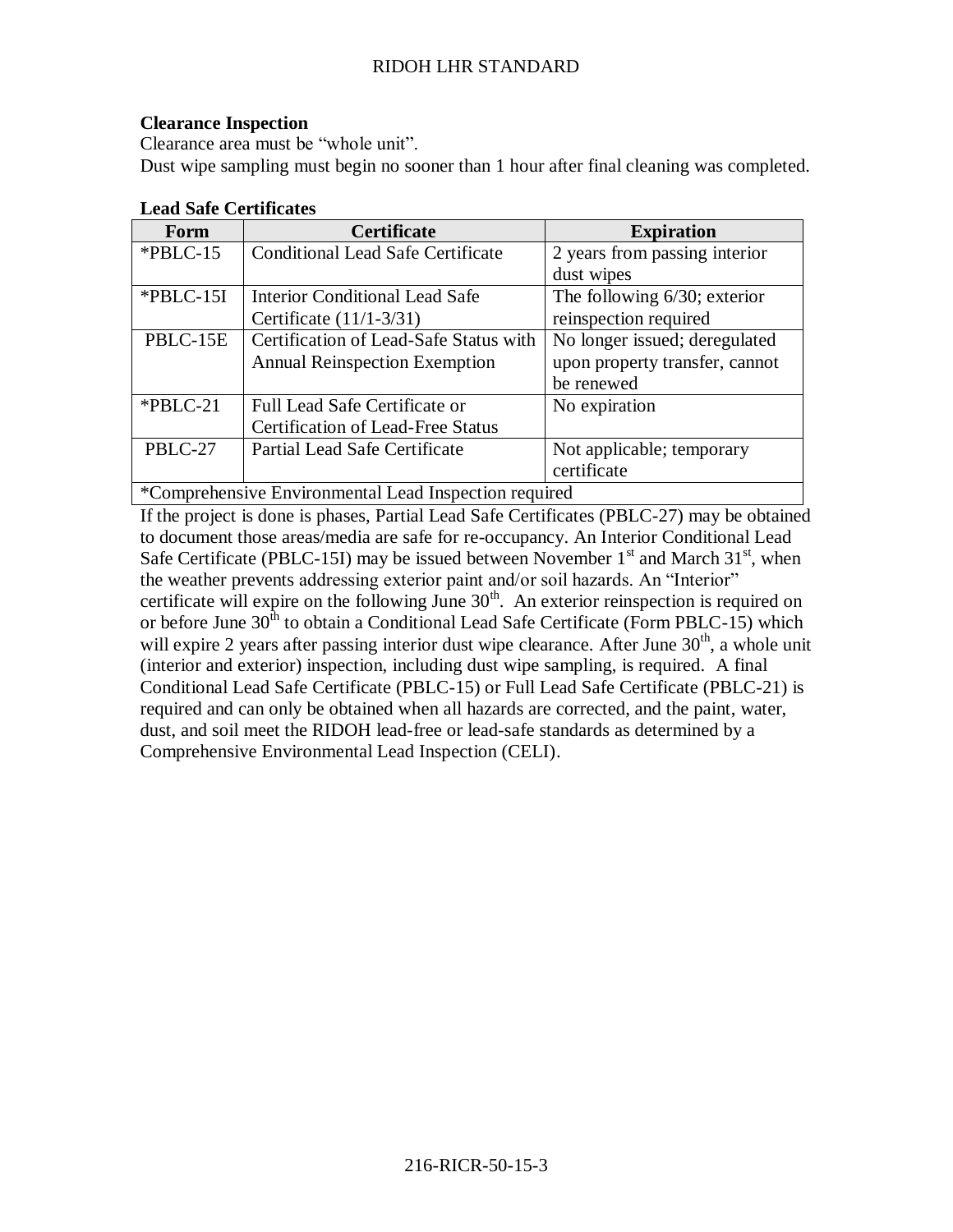## Clearance Inspection

Clearance area must be "whole unit".

Dust wipe sampling must begin no sooner than 1 hour after final cleaning was completed.

## Lead Safe Certificates

| Form | Certificate | Expiration |
|---|---|---|
| *PBLC-15 | Conditional Lead Safe Certificate | 2 years from passing interior dust wipes |
| *PBLC-15I | Interior Conditional Lead Safe Certificate (11/1-3/31) | The following 6/30; exterior reinspection required |
| PBLC-15E | Certification of Lead-Safe Status with Annual Reinspection Exemption | No longer issued; deregulated upon property transfer, cannot be renewed |
| *PBLC-21 | Full Lead Safe Certificate or Certification of Lead-Free Status | No expiration |
| PBLC-27 | Partial Lead Safe Certificate | Not applicable; temporary certificate |
| *Comprehensive Environmental Lead Inspection required | | |

If the project is done is phases, Partial Lead Safe Certificates (PBLC-27) may be obtained to document those areas/media are safe for re-occupancy. An Interior Conditional Lead Safe Certificate (PBLC-15I) may be issued between November 1st and March 31st, when the weather prevents addressing exterior paint and/or soil hazards. An "Interior" certificate will expire on the following June 30th. An exterior reinspection is required on or before June 30th to obtain a Conditional Lead Safe Certificate (Form PBLC-15) which will expire 2 years after passing interior dust wipe clearance. After June 30th, a whole unit (interior and exterior) inspection, including dust wipe sampling, is required. A final Conditional Lead Safe Certificate (PBLC-15) or Full Lead Safe Certificate (PBLC-21) is required and can only be obtained when all hazards are corrected, and the paint, water, dust, and soil meet the RIDOH lead-free or lead-safe standards as determined by a Comprehensive Environmental Lead Inspection (CELI).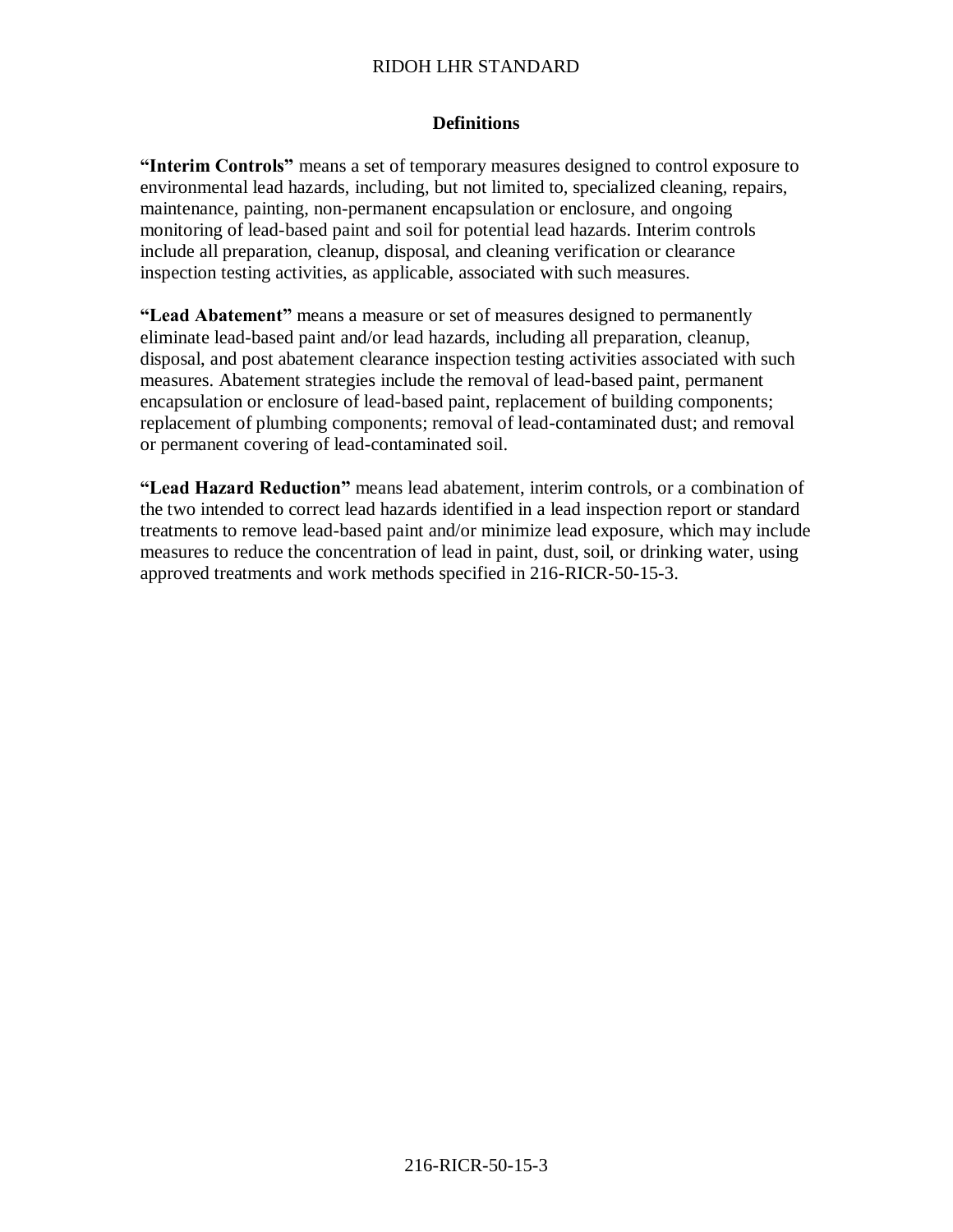## Definitions

**“Interim Controls”** means a set of temporary measures designed to control exposure to environmental lead hazards, including, but not limited to, specialized cleaning, repairs, maintenance, painting, non-permanent encapsulation or enclosure, and ongoing monitoring of lead-based paint and soil for potential lead hazards. Interim controls include all preparation, cleanup, disposal, and cleaning verification or clearance inspection testing activities, as applicable, associated with such measures.

**“Lead Abatement”** means a measure or set of measures designed to permanently eliminate lead-based paint and/or lead hazards, including all preparation, cleanup, disposal, and post abatement clearance inspection testing activities associated with such measures. Abatement strategies include the removal of lead-based paint, permanent encapsulation or enclosure of lead-based paint, replacement of building components; replacement of plumbing components; removal of lead-contaminated dust; and removal or permanent covering of lead-contaminated soil.

**“Lead Hazard Reduction”** means lead abatement, interim controls, or a combination of the two intended to correct lead hazards identified in a lead inspection report or standard treatments to remove lead-based paint and/or minimize lead exposure, which may include measures to reduce the concentration of lead in paint, dust, soil, or drinking water, using approved treatments and work methods specified in 216-RICR-50-15-3.